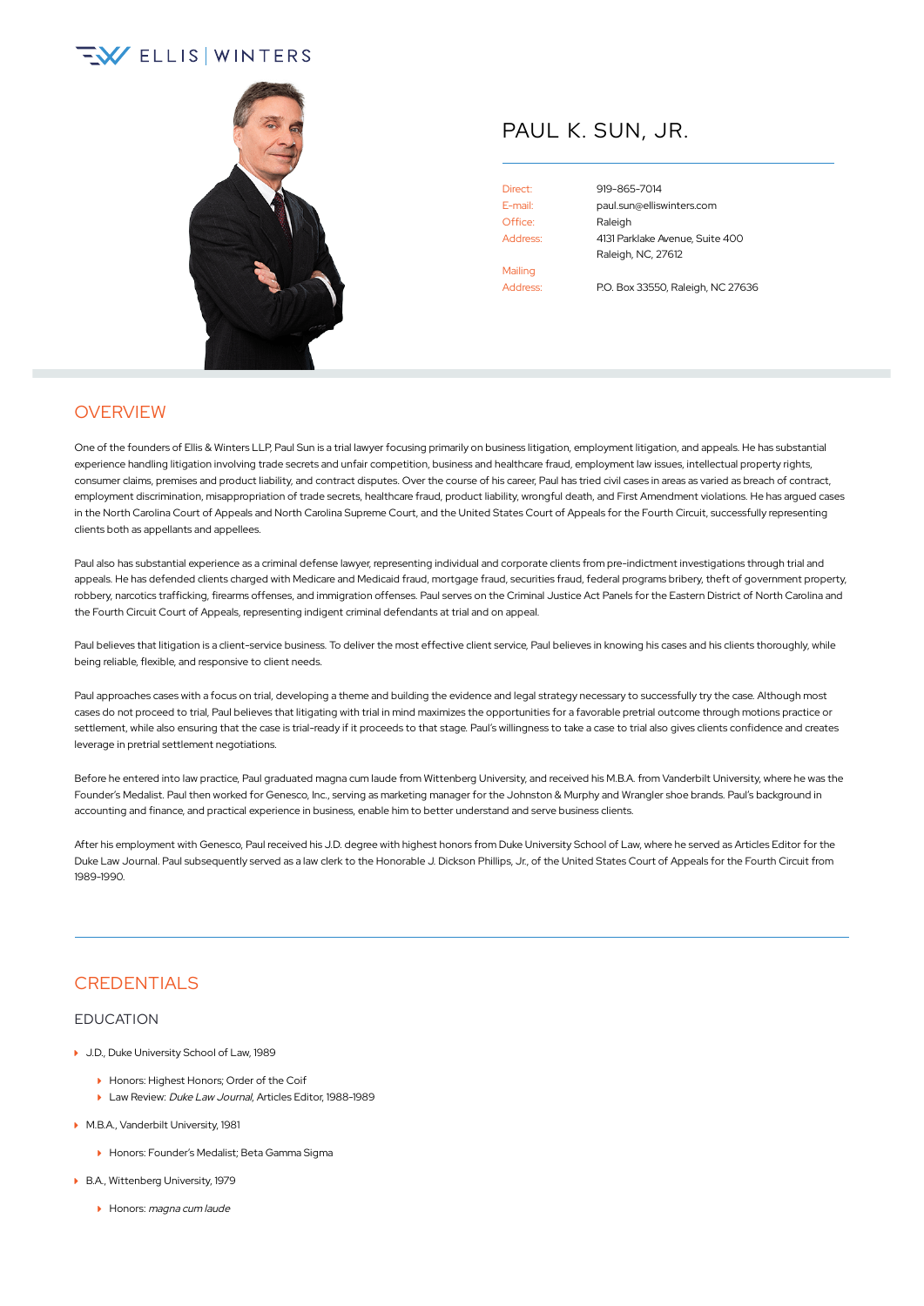ELLIS | WINTERS

# PAUL K. SUN, JR.

| | |
|---|---|
| Direct: | 919-865-7014 |
| E-mail: | paul.sun@elliswinters.com |
| Office: | Raleigh |
| Address: | 4131 Parklake Avenue, Suite 400<br>Raleigh, NC, 27612 |
| Mailing Address: | P.O. Box 33550, Raleigh, NC 27636 |

## OVERVIEW

One of the founders of Ellis & Winters LLP, Paul Sun is a trial lawyer focusing primarily on business litigation, employment litigation, and appeals. He has substantial experience handling litigation involving trade secrets and unfair competition, business and healthcare fraud, employment law issues, intellectual property rights, consumer claims, premises and product liability, and contract disputes. Over the course of his career, Paul has tried civil cases in areas as varied as breach of contract, employment discrimination, misappropriation of trade secrets, healthcare fraud, product liability, wrongful death, and First Amendment violations. He has argued cases in the North Carolina Court of Appeals and North Carolina Supreme Court, and the United States Court of Appeals for the Fourth Circuit, successfully representing clients both as appellants and appellees.

Paul also has substantial experience as a criminal defense lawyer, representing individual and corporate clients from pre-indictment investigations through trial and appeals. He has defended clients charged with Medicare and Medicaid fraud, mortgage fraud, securities fraud, federal programs bribery, theft of government property, robbery, narcotics trafficking, firearms offenses, and immigration offenses. Paul serves on the Criminal Justice Act Panels for the Eastern District of North Carolina and the Fourth Circuit Court of Appeals, representing indigent criminal defendants at trial and on appeal.

Paul believes that litigation is a client-service business. To deliver the most effective client service, Paul believes in knowing his cases and his clients thoroughly, while being reliable, flexible, and responsive to client needs.

Paul approaches cases with a focus on trial, developing a theme and building the evidence and legal strategy necessary to successfully try the case. Although most cases do not proceed to trial, Paul believes that litigating with trial in mind maximizes the opportunities for a favorable pretrial outcome through motions practice or settlement, while also ensuring that the case is trial-ready if it proceeds to that stage. Paul's willingness to take a case to trial also gives clients confidence and creates leverage in pretrial settlement negotiations.

Before he entered into law practice, Paul graduated magna cum laude from Wittenberg University, and received his M.B.A. from Vanderbilt University, where he was the Founder's Medalist. Paul then worked for Genesco, Inc., serving as marketing manager for the Johnston & Murphy and Wrangler shoe brands. Paul's background in accounting and finance, and practical experience in business, enable him to better understand and serve business clients.

After his employment with Genesco, Paul received his J.D. degree with highest honors from Duke University School of Law, where he served as Articles Editor for the Duke Law Journal. Paul subsequently served as a law clerk to the Honorable J. Dickson Phillips, Jr., of the United States Court of Appeals for the Fourth Circuit from 1989-1990.

## CREDENTIALS

### EDUCATION

- J.D., Duke University School of Law, 1989
  - Honors: Highest Honors; Order of the Coif
  - Law Review: *Duke Law Journal*, Articles Editor, 1988-1989
- M.B.A., Vanderbilt University, 1981
  - Honors: Founder's Medalist; Beta Gamma Sigma
- B.A., Wittenberg University, 1979
  - Honors: *magna cum laude*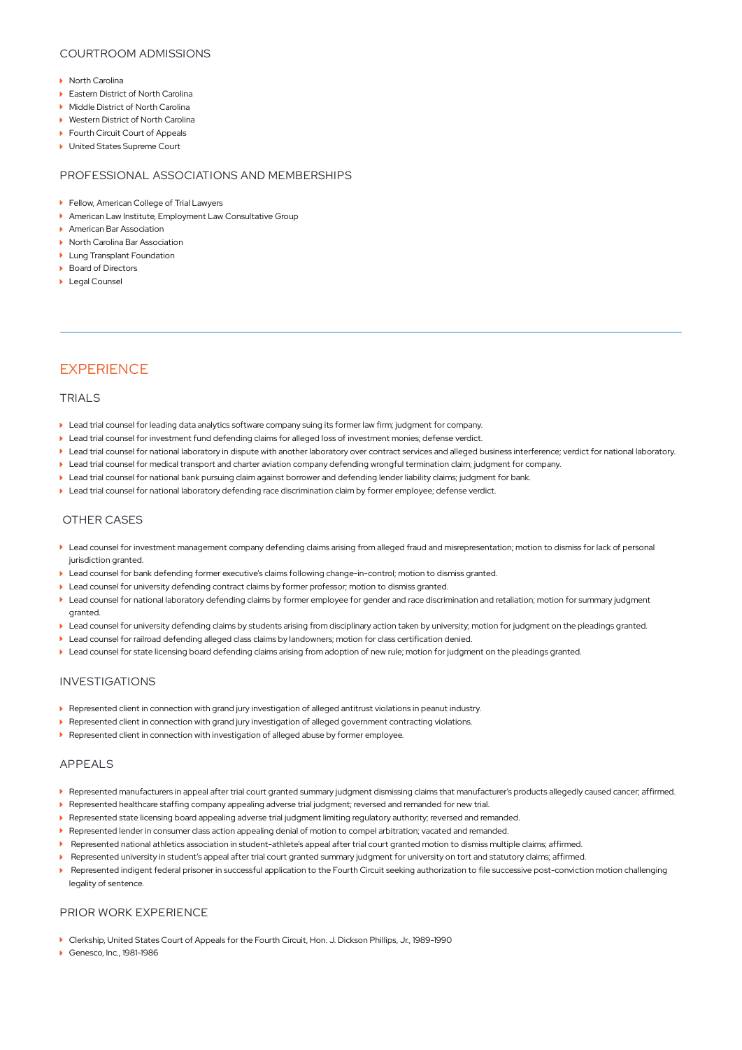### COURTROOM ADMISSIONS

- North Carolina
- Eastern District of North Carolina
- Middle District of North Carolina
- Western District of North Carolina
- Fourth Circuit Court of Appeals
- United States Supreme Court

### PROFESSIONAL ASSOCIATIONS AND MEMBERSHIPS

- Fellow, American College of Trial Lawyers
- American Law Institute, Employment Law Consultative Group
- American Bar Association
- North Carolina Bar Association
- Lung Transplant Foundation
- Board of Directors
- Legal Counsel

## EXPERIENCE

### TRIALS

- Lead trial counsel for leading data analytics software company suing its former law firm; judgment for company.
- Lead trial counsel for investment fund defending claims for alleged loss of investment monies; defense verdict.
- Lead trial counsel for national laboratory in dispute with another laboratory over contract services and alleged business interference; verdict for national laboratory.
- Lead trial counsel for medical transport and charter aviation company defending wrongful termination claim; judgment for company.
- Lead trial counsel for national bank pursuing claim against borrower and defending lender liability claims; judgment for bank.
- Lead trial counsel for national laboratory defending race discrimination claim by former employee; defense verdict.

### OTHER CASES

- Lead counsel for investment management company defending claims arising from alleged fraud and misrepresentation; motion to dismiss for lack of personal jurisdiction granted.
- Lead counsel for bank defending former executive's claims following change-in-control; motion to dismiss granted.
- Lead counsel for university defending contract claims by former professor; motion to dismiss granted.
- Lead counsel for national laboratory defending claims by former employee for gender and race discrimination and retaliation; motion for summary judgment granted.
- Lead counsel for university defending claims by students arising from disciplinary action taken by university; motion for judgment on the pleadings granted.
- Lead counsel for railroad defending alleged class claims by landowners; motion for class certification denied.
- Lead counsel for state licensing board defending claims arising from adoption of new rule; motion for judgment on the pleadings granted.

### INVESTIGATIONS

- Represented client in connection with grand jury investigation of alleged antitrust violations in peanut industry.
- Represented client in connection with grand jury investigation of alleged government contracting violations.
- Represented client in connection with investigation of alleged abuse by former employee.

### APPEALS

- Represented manufacturers in appeal after trial court granted summary judgment dismissing claims that manufacturer's products allegedly caused cancer; affirmed.
- Represented healthcare staffing company appealing adverse trial judgment; reversed and remanded for new trial.
- Represented state licensing board appealing adverse trial judgment limiting regulatory authority; reversed and remanded.
- Represented lender in consumer class action appealing denial of motion to compel arbitration; vacated and remanded.
- Represented national athletics association in student-athlete's appeal after trial court granted motion to dismiss multiple claims; affirmed.
- Represented university in student's appeal after trial court granted summary judgment for university on tort and statutory claims; affirmed.
- Represented indigent federal prisoner in successful application to the Fourth Circuit seeking authorization to file successive post-conviction motion challenging legality of sentence.

### PRIOR WORK EXPERIENCE

- Clerkship, United States Court of Appeals for the Fourth Circuit, Hon. J. Dickson Phillips, Jr., 1989-1990
- Genesco, Inc., 1981-1986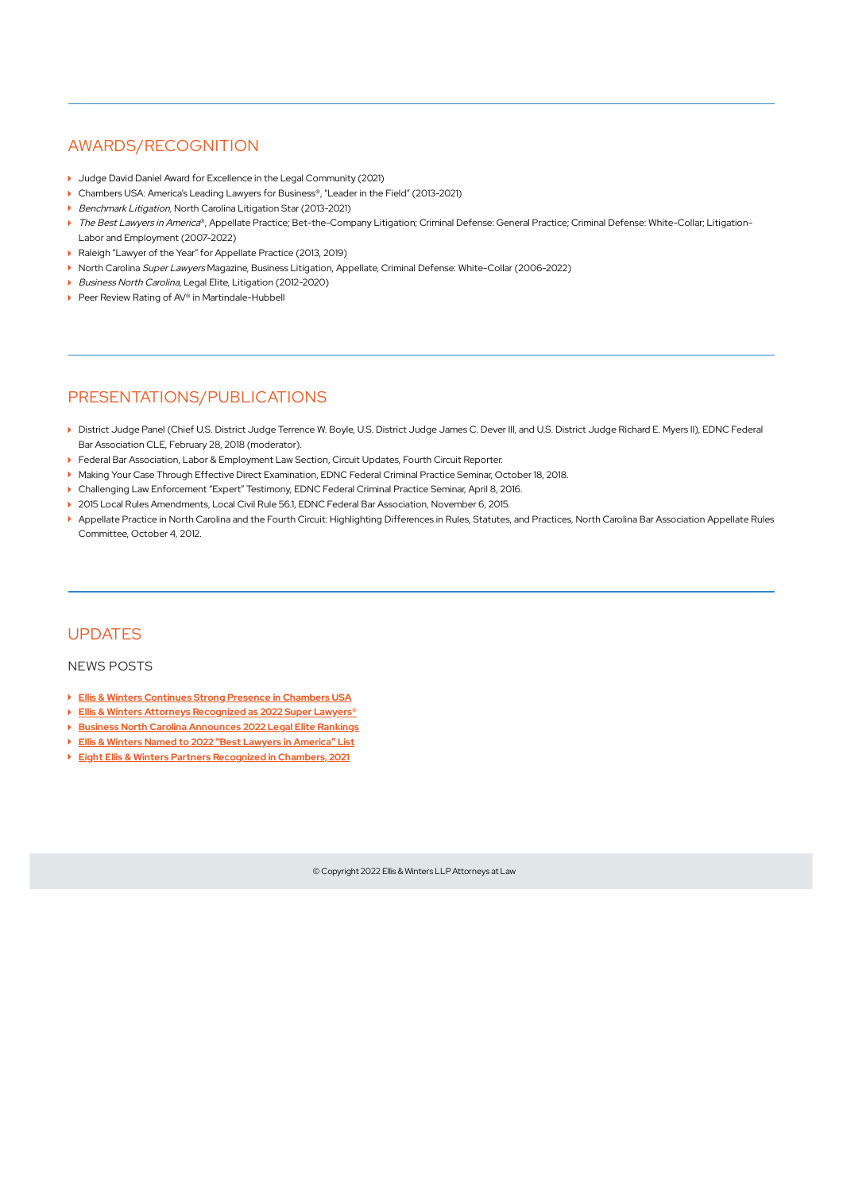## AWARDS/RECOGNITION

- Judge David Daniel Award for Excellence in the Legal Community (2021)
- Chambers USA: America's Leading Lawyers for Business®, "Leader in the Field" (2013-2021)
- *Benchmark Litigation*, North Carolina Litigation Star (2013-2021)
- *The Best Lawyers in America*®, Appellate Practice; Bet-the-Company Litigation; Criminal Defense: General Practice; Criminal Defense: White-Collar; Litigation-Labor and Employment (2007-2022)
- Raleigh "Lawyer of the Year" for Appellate Practice (2013, 2019)
- North Carolina *Super Lawyers* Magazine, Business Litigation, Appellate, Criminal Defense: White-Collar (2006-2022)
- *Business North Carolina*, Legal Elite, Litigation (2012-2020)
- Peer Review Rating of AV® in Martindale-Hubbell

## PRESENTATIONS/PUBLICATIONS

- District Judge Panel (Chief U.S. District Judge Terrence W. Boyle, U.S. District Judge James C. Dever III, and U.S. District Judge Richard E. Myers II), EDNC Federal Bar Association CLE, February 28, 2018 (moderator).
- Federal Bar Association, Labor & Employment Law Section, Circuit Updates, Fourth Circuit Reporter.
- Making Your Case Through Effective Direct Examination, EDNC Federal Criminal Practice Seminar, October 18, 2018.
- Challenging Law Enforcement "Expert" Testimony, EDNC Federal Criminal Practice Seminar, April 8, 2016.
- 2015 Local Rules Amendments, Local Civil Rule 56.1, EDNC Federal Bar Association, November 6, 2015.
- Appellate Practice in North Carolina and the Fourth Circuit: Highlighting Differences in Rules, Statutes, and Practices, North Carolina Bar Association Appellate Rules Committee, October 4, 2012.

## UPDATES

### NEWS POSTS

- **Ellis & Winters Continues Strong Presence in Chambers USA**
- **Ellis & Winters Attorneys Recognized as 2022 Super Lawyers®**
- **Business North Carolina Announces 2022 Legal Elite Rankings**
- **Ellis & Winters Named to 2022 "Best Lawyers in America" List**
- **Eight Ellis & Winters Partners Recognized in Chambers, 2021**

© Copyright 2022 Ellis & Winters LLP Attorneys at Law